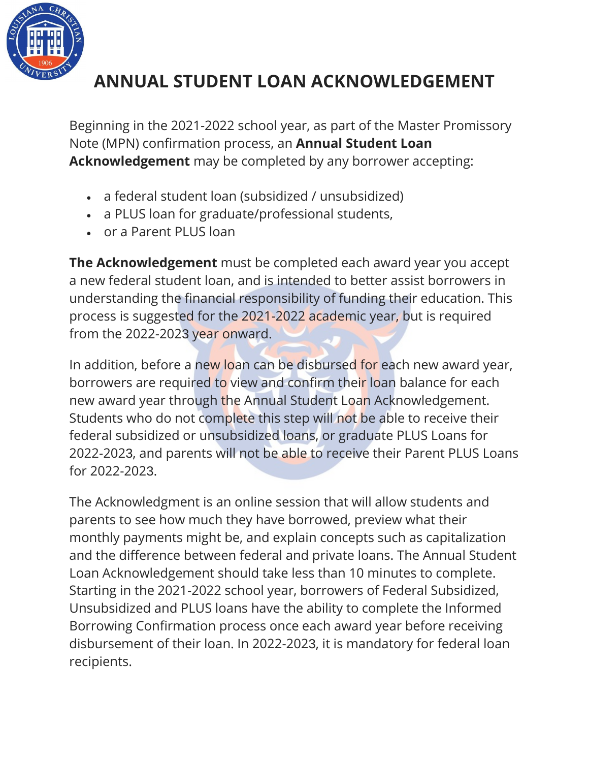# ANNUAL STUDENT LOAN ACKNOWLEDGEMENT

Beginning in the 2021-2022 school year, as part of the Master Promissory Note (MPN) confirmation process, an **Annual Student Loan Acknowledgement** may be completed by any borrower accepting:

- a federal student loan (subsidized / unsubsidized)
- a PLUS loan for graduate/professional students,
- or a Parent PLUS loan

**The Acknowledgement** must be completed each award year you accept a new federal student loan, and is intended to better assist borrowers in understanding the financial responsibility of funding their education. This process is suggested for the 2021-2022 academic year, but is required from the 2022-2023 year onward.

In addition, before a new loan can be disbursed for each new award year, borrowers are required to view and confirm their loan balance for each new award year through the Annual Student Loan Acknowledgement. Students who do not complete this step will not be able to receive their federal subsidized or unsubsidized loans, or graduate PLUS Loans for 2022-2023, and parents will not be able to receive their Parent PLUS Loans for 2022-2023.

The Acknowledgment is an online session that will allow students and parents to see how much they have borrowed, preview what their monthly payments might be, and explain concepts such as capitalization and the difference between federal and private loans. The Annual Student Loan Acknowledgement should take less than 10 minutes to complete. Starting in the 2021-2022 school year, borrowers of Federal Subsidized, Unsubsidized and PLUS loans have the ability to complete the Informed Borrowing Confirmation process once each award year before receiving disbursement of their loan. In 2022-2023, it is mandatory for federal loan recipients.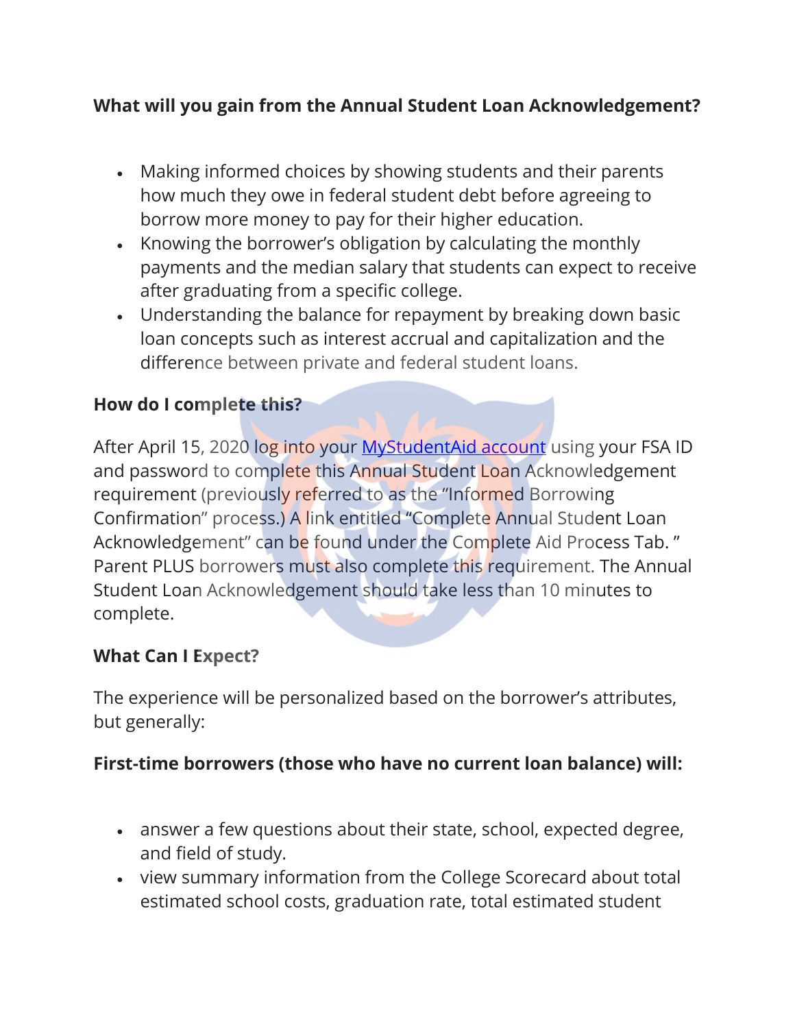**What will you gain from the Annual Student Loan Acknowledgement?**

- Making informed choices by showing students and their parents how much they owe in federal student debt before agreeing to borrow more money to pay for their higher education.
- Knowing the borrower's obligation by calculating the monthly payments and the median salary that students can expect to receive after graduating from a specific college.
- Understanding the balance for repayment by breaking down basic loan concepts such as interest accrual and capitalization and the difference between private and federal student loans.

**How do I complete this?**

After April 15, 2020 log into your [MyStudentAid account] using your FSA ID and password to complete this Annual Student Loan Acknowledgement requirement (previously referred to as the "Informed Borrowing Confirmation" process.) A link entitled "Complete Annual Student Loan Acknowledgement" can be found under the Complete Aid Process Tab. " Parent PLUS borrowers must also complete this requirement. The Annual Student Loan Acknowledgement should take less than 10 minutes to complete.

**What Can I Expect?**

The experience will be personalized based on the borrower's attributes, but generally:

**First-time borrowers (those who have no current loan balance) will:**

- answer a few questions about their state, school, expected degree, and field of study.
- view summary information from the College Scorecard about total estimated school costs, graduation rate, total estimated student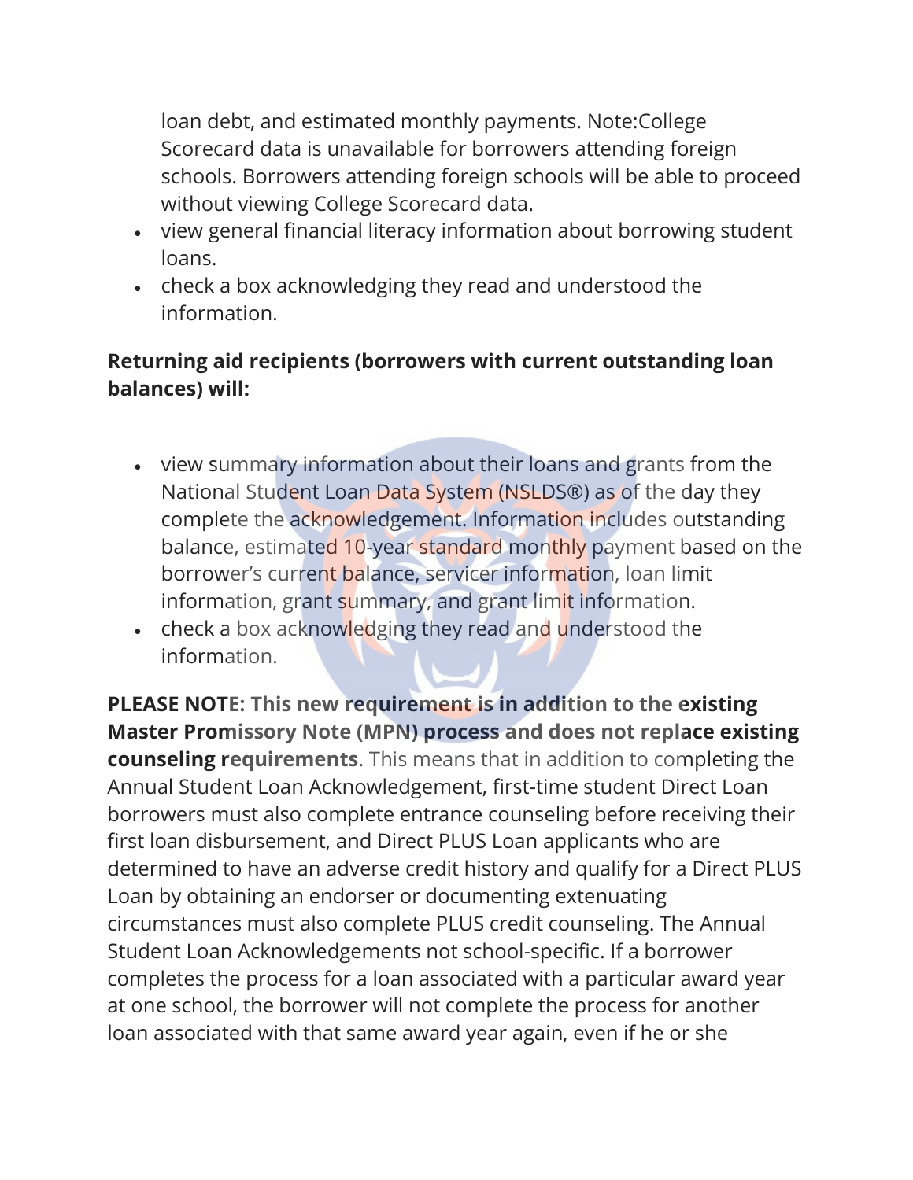loan debt, and estimated monthly payments. Note:College Scorecard data is unavailable for borrowers attending foreign schools. Borrowers attending foreign schools will be able to proceed without viewing College Scorecard data.

- view general financial literacy information about borrowing student loans.
- check a box acknowledging they read and understood the information.

**Returning aid recipients (borrowers with current outstanding loan balances) will:**

- view summary information about their loans and grants from the National Student Loan Data System (NSLDS®) as of the day they complete the acknowledgement. Information includes outstanding balance, estimated 10-year standard monthly payment based on the borrower's current balance, servicer information, loan limit information, grant summary, and grant limit information.
- check a box acknowledging they read and understood the information.

**PLEASE NOTE: This new requirement is in addition to the existing Master Promissory Note (MPN) process and does not replace existing counseling requirements**. This means that in addition to completing the Annual Student Loan Acknowledgement, first-time student Direct Loan borrowers must also complete entrance counseling before receiving their first loan disbursement, and Direct PLUS Loan applicants who are determined to have an adverse credit history and qualify for a Direct PLUS Loan by obtaining an endorser or documenting extenuating circumstances must also complete PLUS credit counseling. The Annual Student Loan Acknowledgements not school-specific. If a borrower completes the process for a loan associated with a particular award year at one school, the borrower will not complete the process for another loan associated with that same award year again, even if he or she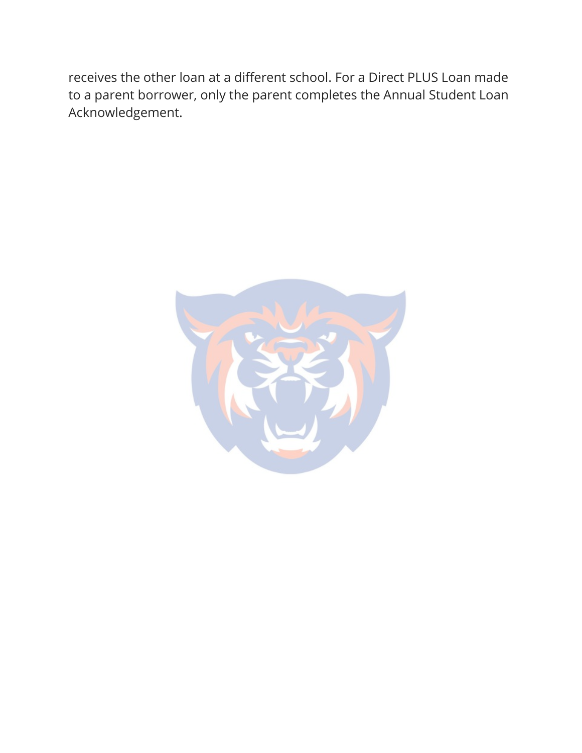receives the other loan at a different school. For a Direct PLUS Loan made to a parent borrower, only the parent completes the Annual Student Loan Acknowledgement.